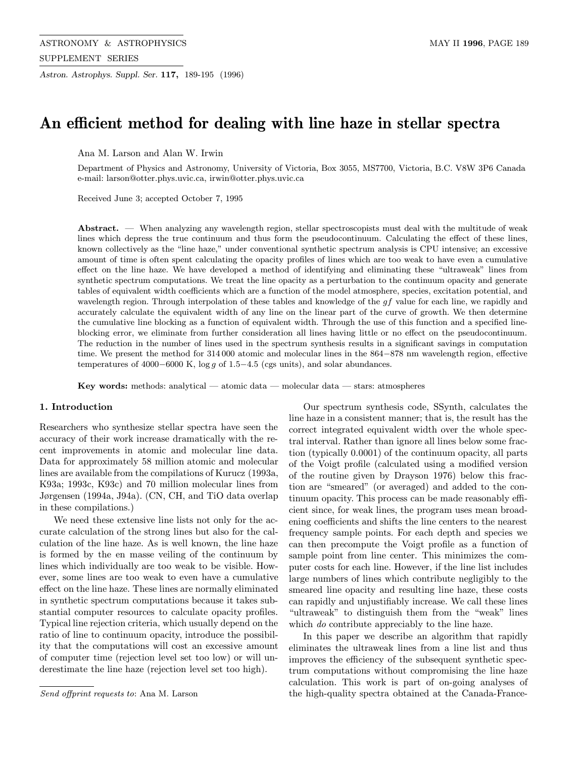# An efficient method for dealing with line haze in stellar spectra

Ana M. Larson and Alan W. Irwin

Department of Physics and Astronomy, University of Victoria, Box 3055, MS7700, Victoria, B.C. V8W 3P6 Canada
e-mail: larson@otter.phys.uvic.ca, irwin@otter.phys.uvic.ca

Received June 3; accepted October 7, 1995

**Abstract.** — When analyzing any wavelength region, stellar spectroscopists must deal with the multitude of weak lines which depress the true continuum and thus form the pseudocontinuum. Calculating the effect of these lines, known collectively as the "line haze," under conventional synthetic spectrum analysis is CPU intensive; an excessive amount of time is often spent calculating the opacity profiles of lines which are too weak to have even a cumulative effect on the line haze. We have developed a method of identifying and eliminating these "ultraweak" lines from synthetic spectrum computations. We treat the line opacity as a perturbation to the continuum opacity and generate tables of equivalent width coefficients which are a function of the model atmosphere, species, excitation potential, and wavelength region. Through interpolation of these tables and knowledge of the $gf$ value for each line, we rapidly and accurately calculate the equivalent width of any line on the linear part of the curve of growth. We then determine the cumulative line blocking as a function of equivalent width. Through the use of this function and a specified line-blocking error, we eliminate from further consideration all lines having little or no effect on the pseudocontinuum. The reduction in the number of lines used in the spectrum synthesis results in a significant savings in computation time. We present the method for 314 000 atomic and molecular lines in the 864−878 nm wavelength region, effective temperatures of 4000−6000 K, $\log g$ of 1.5−4.5 (cgs units), and solar abundances.

**Key words:** methods: analytical — atomic data — molecular data — stars: atmospheres

## 1. Introduction

Researchers who synthesize stellar spectra have seen the accuracy of their work increase dramatically with the recent improvements in atomic and molecular line data. Data for approximately 58 million atomic and molecular lines are available from the compilations of Kurucz (1993a, K93a; 1993c, K93c) and 70 million molecular lines from Jørgensen (1994a, J94a). (CN, CH, and TiO data overlap in these compilations.)

We need these extensive line lists not only for the accurate calculation of the strong lines but also for the calculation of the line haze. As is well known, the line haze is formed by the en masse veiling of the continuum by lines which individually are too weak to be visible. However, some lines are too weak to even have a cumulative effect on the line haze. These lines are normally eliminated in synthetic spectrum computations because it takes substantial computer resources to calculate opacity profiles. Typical line rejection criteria, which usually depend on the ratio of line to continuum opacity, introduce the possibility that the computations will cost an excessive amount of computer time (rejection level set too low) or will underestimate the line haze (rejection level set too high).

Our spectrum synthesis code, SSynth, calculates the line haze in a consistent manner; that is, the result has the correct integrated equivalent width over the whole spectral interval. Rather than ignore all lines below some fraction (typically 0.0001) of the continuum opacity, all parts of the Voigt profile (calculated using a modified version of the routine given by Drayson 1976) below this fraction are "smeared" (or averaged) and added to the continuum opacity. This process can be made reasonably efficient since, for weak lines, the program uses mean broadening coefficients and shifts the line centers to the nearest frequency sample points. For each depth and species we can then precompute the Voigt profile as a function of sample point from line center. This minimizes the computer costs for each line. However, if the line list includes large numbers of lines which contribute negligibly to the smeared line opacity and resulting line haze, these costs can rapidly and unjustifiably increase. We call these lines "ultraweak" to distinguish them from the "weak" lines which *do* contribute appreciably to the line haze.

In this paper we describe an algorithm that rapidly eliminates the ultraweak lines from a line list and thus improves the efficiency of the subsequent synthetic spectrum computations without compromising the line haze calculation. This work is part of on-going analyses of the high-quality spectra obtained at the Canada-France-

*Send offprint requests to*: Ana M. Larson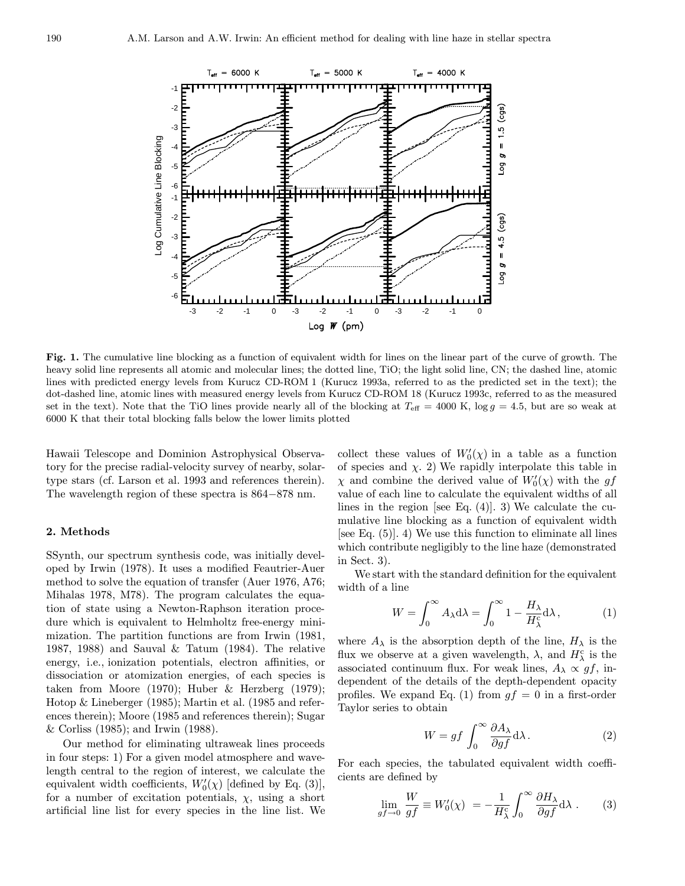**Fig. 1.** The cumulative line blocking as a function of equivalent width for lines on the linear part of the curve of growth. The heavy solid line represents all atomic and molecular lines; the dotted line, TiO; the light solid line, CN; the dashed line, atomic lines with predicted energy levels from Kurucz CD-ROM 1 (Kurucz 1993a, referred to as the predicted set in the text); the dot-dashed line, atomic lines with measured energy levels from Kurucz CD-ROM 18 (Kurucz 1993c, referred to as the measured set in the text). Note that the TiO lines provide nearly all of the blocking at $T_{\rm eff} = 4000$ K, $\log g = 4.5$, but are so weak at 6000 K that their total blocking falls below the lower limits plotted

Hawaii Telescope and Dominion Astrophysical Observatory for the precise radial-velocity survey of nearby, solar-type stars (cf. Larson et al. 1993 and references therein). The wavelength region of these spectra is 864−878 nm.

## 2. Methods

SSynth, our spectrum synthesis code, was initially developed by Irwin (1978). It uses a modified Feautrier-Auer method to solve the equation of transfer (Auer 1976, A76; Mihalas 1978, M78). The program calculates the equation of state using a Newton-Raphson iteration procedure which is equivalent to Helmholtz free-energy minimization. The partition functions are from Irwin (1981, 1987, 1988) and Sauval & Tatum (1984). The relative energy, i.e., ionization potentials, electron affinities, or dissociation or atomization energies, of each species is taken from Moore (1970); Huber & Herzberg (1979); Hotop & Lineberger (1985); Martin et al. (1985 and references therein); Moore (1985 and references therein); Sugar & Corliss (1985); and Irwin (1988).

Our method for eliminating ultraweak lines proceeds in four steps: 1) For a given model atmosphere and wavelength central to the region of interest, we calculate the equivalent width coefficients, $W_0'(\chi)$ [defined by Eq. (3)], for a number of excitation potentials, $\chi$, using a short artificial line list for every species in the line list. We collect these values of $W_0'(\chi)$ in a table as a function of species and $\chi$. 2) We rapidly interpolate this table in $\chi$ and combine the derived value of $W_0'(\chi)$ with the $gf$ value of each line to calculate the equivalent widths of all lines in the region [see Eq. (4)]. 3) We calculate the cumulative line blocking as a function of equivalent width [see Eq. (5)]. 4) We use this function to eliminate all lines which contribute negligibly to the line haze (demonstrated in Sect. 3).

We start with the standard definition for the equivalent width of a line

$$W = \int_0^\infty A_\lambda \mathrm{d}\lambda = \int_0^\infty 1 - \frac{H_\lambda}{H_\lambda^{\rm c}} \mathrm{d}\lambda\,, \tag{1}$$

where $A_\lambda$ is the absorption depth of the line, $H_\lambda$ is the flux we observe at a given wavelength, $\lambda$, and $H_\lambda^{\rm c}$ is the associated continuum flux. For weak lines, $A_\lambda \propto gf$, independent of the details of the depth-dependent opacity profiles. We expand Eq. (1) from $gf = 0$ in a first-order Taylor series to obtain

$$W = gf \int_0^\infty \frac{\partial A_\lambda}{\partial gf} \mathrm{d}\lambda\,. \tag{2}$$

For each species, the tabulated equivalent width coefficients are defined by

$$\lim_{gf \to 0} \frac{W}{gf} \equiv W_0'(\chi) \; = -\frac{1}{H_\lambda^{\rm c}} \int_0^\infty \frac{\partial H_\lambda}{\partial gf} \mathrm{d}\lambda\;. \tag{3}$$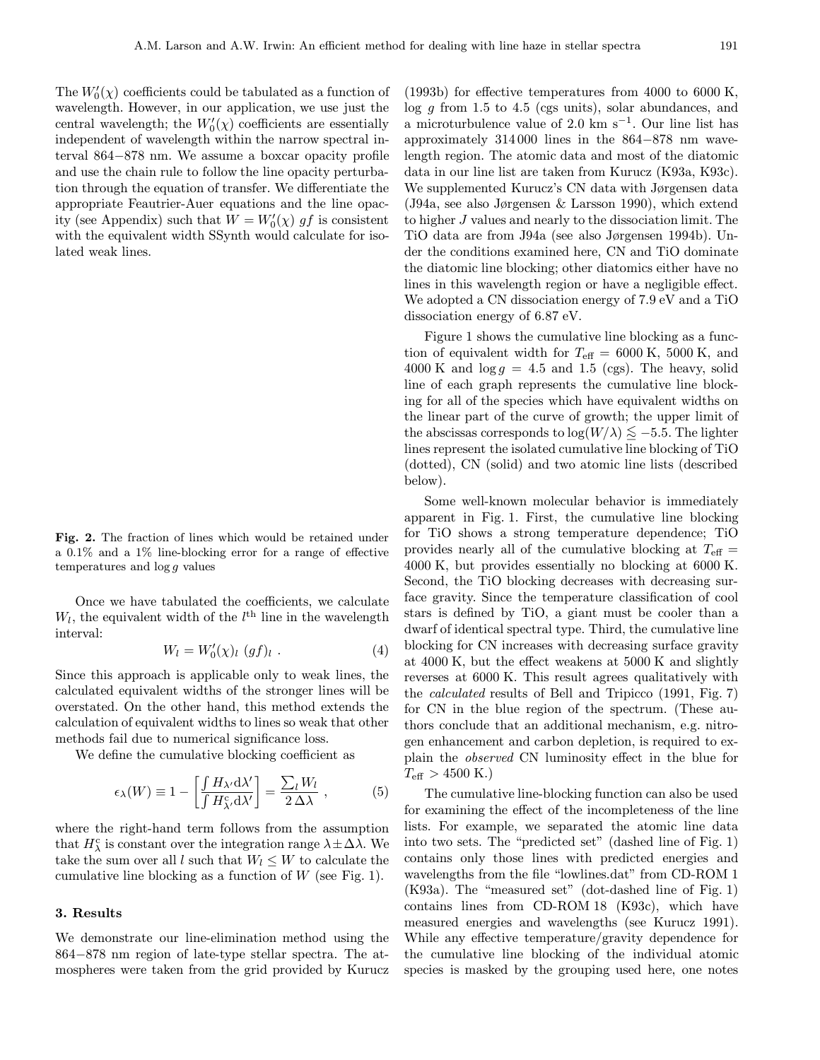The $W_0'(\chi)$ coefficients could be tabulated as a function of wavelength. However, in our application, we use just the central wavelength; the $W_0'(\chi)$ coefficients are essentially independent of wavelength within the narrow spectral interval 864−878 nm. We assume a boxcar opacity profile and use the chain rule to follow the line opacity perturbation through the equation of transfer. We differentiate the appropriate Feautrier-Auer equations and the line opacity (see Appendix) such that $W = W_0'(\chi)\ gf$ is consistent with the equivalent width SSynth would calculate for isolated weak lines.

**Fig. 2.** The fraction of lines which would be retained under a 0.1% and a 1% line-blocking error for a range of effective temperatures and $\log g$ values

Once we have tabulated the coefficients, we calculate $W_l$, the equivalent width of the $l^{\rm th}$ line in the wavelength interval:

$$W_l = W_0'(\chi)_l\ (gf)_l\ . \qquad (4)$$

Since this approach is applicable only to weak lines, the calculated equivalent widths of the stronger lines will be overstated. On the other hand, this method extends the calculation of equivalent widths to lines so weak that other methods fail due to numerical significance loss.

We define the cumulative blocking coefficient as

$$\epsilon_\lambda(W) \equiv 1 - \left[\frac{\int H_{\lambda'}\mathrm{d}\lambda'}{\int H^{\rm c}_{\lambda'}\mathrm{d}\lambda'}\right] = \frac{\sum_l W_l}{2\,\Delta\lambda}\ , \qquad (5)$$

where the right-hand term follows from the assumption that $H^{\rm c}_\lambda$ is constant over the integration range $\lambda \pm \Delta\lambda$. We take the sum over all $l$ such that $W_l \leq W$ to calculate the cumulative line blocking as a function of $W$ (see Fig. 1).

## 3. Results

We demonstrate our line-elimination method using the 864−878 nm region of late-type stellar spectra. The atmospheres were taken from the grid provided by Kurucz (1993b) for effective temperatures from 4000 to 6000 K, $\log g$ from 1.5 to 4.5 (cgs units), solar abundances, and a microturbulence value of 2.0 km s$^{-1}$. Our line list has approximately 314 000 lines in the 864−878 nm wavelength region. The atomic data and most of the diatomic data in our line list are taken from Kurucz (K93a, K93c). We supplemented Kurucz's CN data with Jørgensen data (J94a, see also Jørgensen & Larsson 1990), which extend to higher $J$ values and nearly to the dissociation limit. The TiO data are from J94a (see also Jørgensen 1994b). Under the conditions examined here, CN and TiO dominate the diatomic line blocking; other diatomics either have no lines in this wavelength region or have a negligible effect. We adopted a CN dissociation energy of 7.9 eV and a TiO dissociation energy of 6.87 eV.

Figure 1 shows the cumulative line blocking as a function of equivalent width for $T_{\rm eff}$ = 6000 K, 5000 K, and 4000 K and $\log g$ = 4.5 and 1.5 (cgs). The heavy, solid line of each graph represents the cumulative line blocking for all of the species which have equivalent widths on the linear part of the curve of growth; the upper limit of the abscissas corresponds to $\log(W/\lambda) \lesssim -5.5$. The lighter lines represent the isolated cumulative line blocking of TiO (dotted), CN (solid) and two atomic line lists (described below).

Some well-known molecular behavior is immediately apparent in Fig. 1. First, the cumulative line blocking for TiO shows a strong temperature dependence; TiO provides nearly all of the cumulative blocking at $T_{\rm eff}$ = 4000 K, but provides essentially no blocking at 6000 K. Second, the TiO blocking decreases with decreasing surface gravity. Since the temperature classification of cool stars is defined by TiO, a giant must be cooler than a dwarf of identical spectral type. Third, the cumulative line blocking for CN increases with decreasing surface gravity at 4000 K, but the effect weakens at 5000 K and slightly reverses at 6000 K. This result agrees qualitatively with the *calculated* results of Bell and Tripicco (1991, Fig. 7) for CN in the blue region of the spectrum. (These authors conclude that an additional mechanism, e.g. nitrogen enhancement and carbon depletion, is required to explain the *observed* CN luminosity effect in the blue for $T_{\rm eff}$ > 4500 K.)

The cumulative line-blocking function can also be used for examining the effect of the incompleteness of the line lists. For example, we separated the atomic line data into two sets. The "predicted set" (dashed line of Fig. 1) contains only those lines with predicted energies and wavelengths from the file "lowlines.dat" from CD-ROM 1 (K93a). The "measured set" (dot-dashed line of Fig. 1) contains lines from CD-ROM 18 (K93c), which have measured energies and wavelengths (see Kurucz 1991). While any effective temperature/gravity dependence for the cumulative line blocking of the individual atomic species is masked by the grouping used here, one notes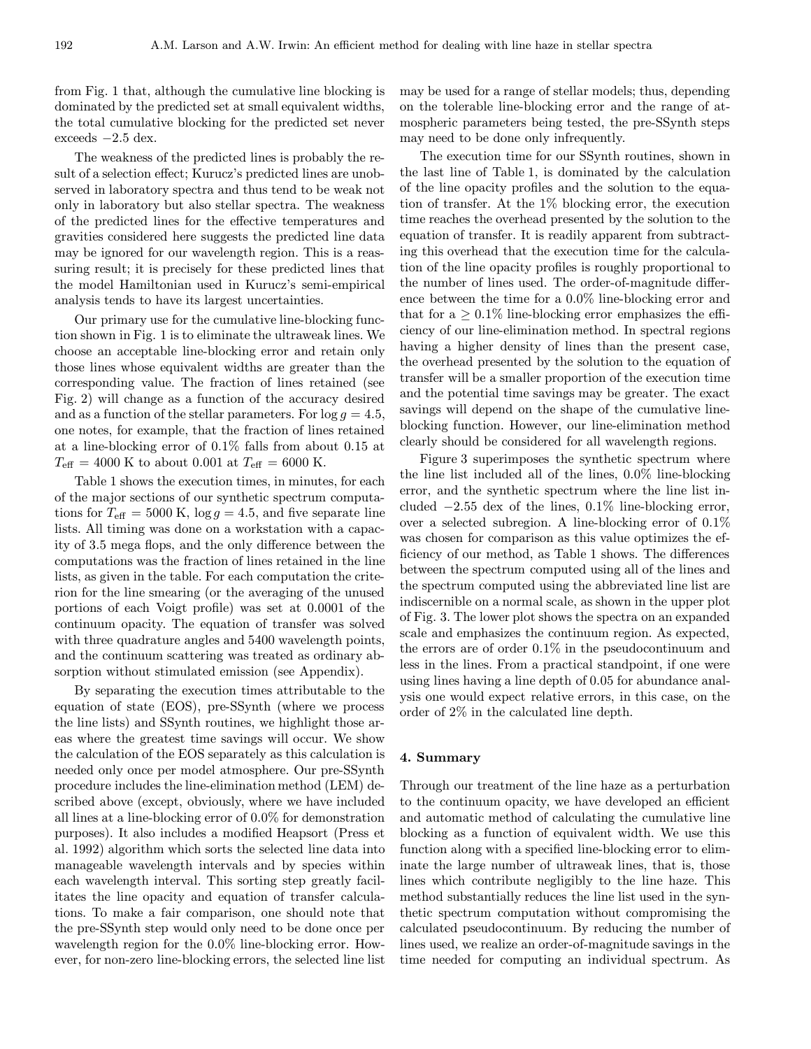from Fig. 1 that, although the cumulative line blocking is dominated by the predicted set at small equivalent widths, the total cumulative blocking for the predicted set never exceeds $-2.5$ dex.

The weakness of the predicted lines is probably the result of a selection effect; Kurucz's predicted lines are unobserved in laboratory spectra and thus tend to be weak not only in laboratory but also stellar spectra. The weakness of the predicted lines for the effective temperatures and gravities considered here suggests the predicted line data may be ignored for our wavelength region. This is a reassuring result; it is precisely for these predicted lines that the model Hamiltonian used in Kurucz's semi-empirical analysis tends to have its largest uncertainties.

Our primary use for the cumulative line-blocking function shown in Fig. 1 is to eliminate the ultraweak lines. We choose an acceptable line-blocking error and retain only those lines whose equivalent widths are greater than the corresponding value. The fraction of lines retained (see Fig. 2) will change as a function of the accuracy desired and as a function of the stellar parameters. For $\log g = 4.5$, one notes, for example, that the fraction of lines retained at a line-blocking error of 0.1% falls from about 0.15 at $T_{\rm eff} = 4000$ K to about 0.001 at $T_{\rm eff} = 6000$ K.

Table 1 shows the execution times, in minutes, for each of the major sections of our synthetic spectrum computations for $T_{\rm eff} = 5000$ K, $\log g = 4.5$, and five separate line lists. All timing was done on a workstation with a capacity of 3.5 mega flops, and the only difference between the computations was the fraction of lines retained in the line lists, as given in the table. For each computation the criterion for the line smearing (or the averaging of the unused portions of each Voigt profile) was set at 0.0001 of the continuum opacity. The equation of transfer was solved with three quadrature angles and 5400 wavelength points, and the continuum scattering was treated as ordinary absorption without stimulated emission (see Appendix).

By separating the execution times attributable to the equation of state (EOS), pre-SSynth (where we process the line lists) and SSynth routines, we highlight those areas where the greatest time savings will occur. We show the calculation of the EOS separately as this calculation is needed only once per model atmosphere. Our pre-SSynth procedure includes the line-elimination method (LEM) described above (except, obviously, where we have included all lines at a line-blocking error of 0.0% for demonstration purposes). It also includes a modified Heapsort (Press et al. 1992) algorithm which sorts the selected line data into manageable wavelength intervals and by species within each wavelength interval. This sorting step greatly facilitates the line opacity and equation of transfer calculations. To make a fair comparison, one should note that the pre-SSynth step would only need to be done once per wavelength region for the 0.0% line-blocking error. However, for non-zero line-blocking errors, the selected line list may be used for a range of stellar models; thus, depending on the tolerable line-blocking error and the range of atmospheric parameters being tested, the pre-SSynth steps may need to be done only infrequently.

The execution time for our SSynth routines, shown in the last line of Table 1, is dominated by the calculation of the line opacity profiles and the solution to the equation of transfer. At the 1% blocking error, the execution time reaches the overhead presented by the solution to the equation of transfer. It is readily apparent from subtracting this overhead that the execution time for the calculation of the line opacity profiles is roughly proportional to the number of lines used. The order-of-magnitude difference between the time for a 0.0% line-blocking error and that for a $\geq 0.1$% line-blocking error emphasizes the efficiency of our line-elimination method. In spectral regions having a higher density of lines than the present case, the overhead presented by the solution to the equation of transfer will be a smaller proportion of the execution time and the potential time savings may be greater. The exact savings will depend on the shape of the cumulative line-blocking function. However, our line-elimination method clearly should be considered for all wavelength regions.

Figure 3 superimposes the synthetic spectrum where the line list included all of the lines, 0.0% line-blocking error, and the synthetic spectrum where the line list included $-2.55$ dex of the lines, 0.1% line-blocking error, over a selected subregion. A line-blocking error of 0.1% was chosen for comparison as this value optimizes the efficiency of our method, as Table 1 shows. The differences between the spectrum computed using all of the lines and the spectrum computed using the abbreviated line list are indiscernible on a normal scale, as shown in the upper plot of Fig. 3. The lower plot shows the spectra on an expanded scale and emphasizes the continuum region. As expected, the errors are of order 0.1% in the pseudocontinuum and less in the lines. From a practical standpoint, if one were using lines having a line depth of 0.05 for abundance analysis one would expect relative errors, in this case, on the order of 2% in the calculated line depth.

## 4. Summary

Through our treatment of the line haze as a perturbation to the continuum opacity, we have developed an efficient and automatic method of calculating the cumulative line blocking as a function of equivalent width. We use this function along with a specified line-blocking error to eliminate the large number of ultraweak lines, that is, those lines which contribute negligibly to the line haze. This method substantially reduces the line list used in the synthetic spectrum computation without compromising the calculated pseudocontinuum. By reducing the number of lines used, we realize an order-of-magnitude savings in the time needed for computing an individual spectrum. As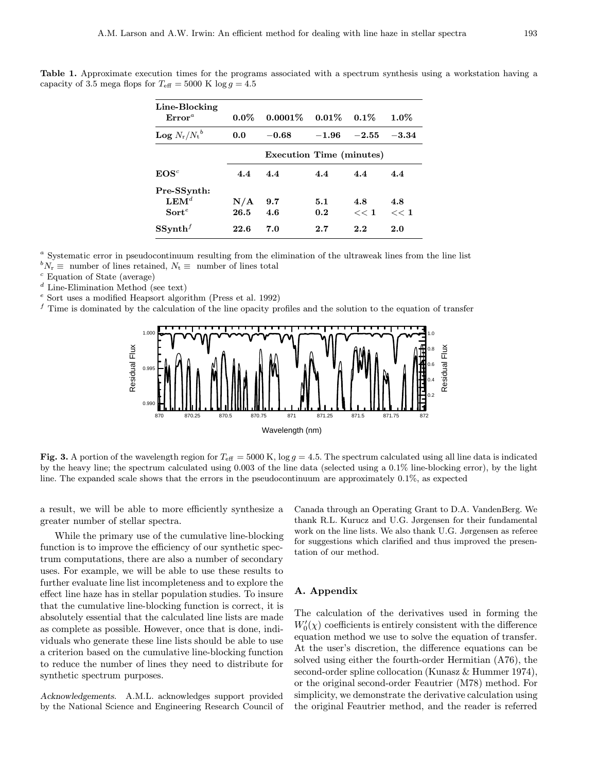**Table 1.** Approximate execution times for the programs associated with a spectrum synthesis using a workstation having a capacity of 3.5 mega flops for $T_{\rm eff}$ = 5000 K $\log g = 4.5$

| **Line-Blocking Error**[a] | **0.0%** | **0.0001%** | **0.01%** | **0.1%** | **1.0%** |
|---|---|---|---|---|---|
| **Log $N_{\rm r}/N_{\rm t}$**[b] | **0.0** | **−0.68** | **−1.96** | **−2.55** | **−3.34** |
| | **Execution Time (minutes)** | | | | |
| **EOS**[c] | **4.4** | **4.4** | **4.4** | **4.4** | **4.4** |
| **Pre-SSynth:** | | | | | |
| **LEM**[d] | **N/A** | **9.7** | **5.1** | **4.8** | **4.8** |
| **Sort**[e] | **26.5** | **4.6** | **0.2** | **$<< 1$** | **$<< 1$** |
| **SSynth**[f] | **22.6** | **7.0** | **2.7** | **2.2** | **2.0** |

[a] Systematic error in pseudocontinuum resulting from the elimination of the ultraweak lines from the line list
[b] $N_{\rm r} \equiv$ number of lines retained, $N_{\rm t} \equiv$ number of lines total
[c] Equation of State (average)
[d] Line-Elimination Method (see text)
[e] Sort uses a modified Heapsort algorithm (Press et al. 1992)
[f] Time is dominated by the calculation of the line opacity profiles and the solution to the equation of transfer

**Fig. 3.** A portion of the wavelength region for $T_{\rm eff}$ = 5000 K, $\log g = 4.5$. The spectrum calculated using all line data is indicated by the heavy line; the spectrum calculated using 0.003 of the line data (selected using a 0.1% line-blocking error), by the light line. The expanded scale shows that the errors in the pseudocontinuum are approximately 0.1%, as expected

a result, we will be able to more efficiently synthesize a greater number of stellar spectra.

While the primary use of the cumulative line-blocking function is to improve the efficiency of our synthetic spectrum computations, there are also a number of secondary uses. For example, we will be able to use these results to further evaluate line list incompleteness and to explore the effect line haze has in stellar population studies. To insure that the cumulative line-blocking function is correct, it is absolutely essential that the calculated line lists are made as complete as possible. However, once that is done, individuals who generate these line lists should be able to use a criterion based on the cumulative line-blocking function to reduce the number of lines they need to distribute for synthetic spectrum purposes.

*Acknowledgements.* A.M.L. acknowledges support provided by the National Science and Engineering Research Council of Canada through an Operating Grant to D.A. VandenBerg. We thank R.L. Kurucz and U.G. Jørgensen for their fundamental work on the line lists. We also thank U.G. Jørgensen as referee for suggestions which clarified and thus improved the presentation of our method.

## A. Appendix

The calculation of the derivatives used in forming the $W_0'(\chi)$ coefficients is entirely consistent with the difference equation method we use to solve the equation of transfer. At the user's discretion, the difference equations can be solved using either the fourth-order Hermitian (A76), the second-order spline collocation (Kunasz & Hummer 1974), or the original second-order Feautrier (M78) method. For simplicity, we demonstrate the derivative calculation using the original Feautrier method, and the reader is referred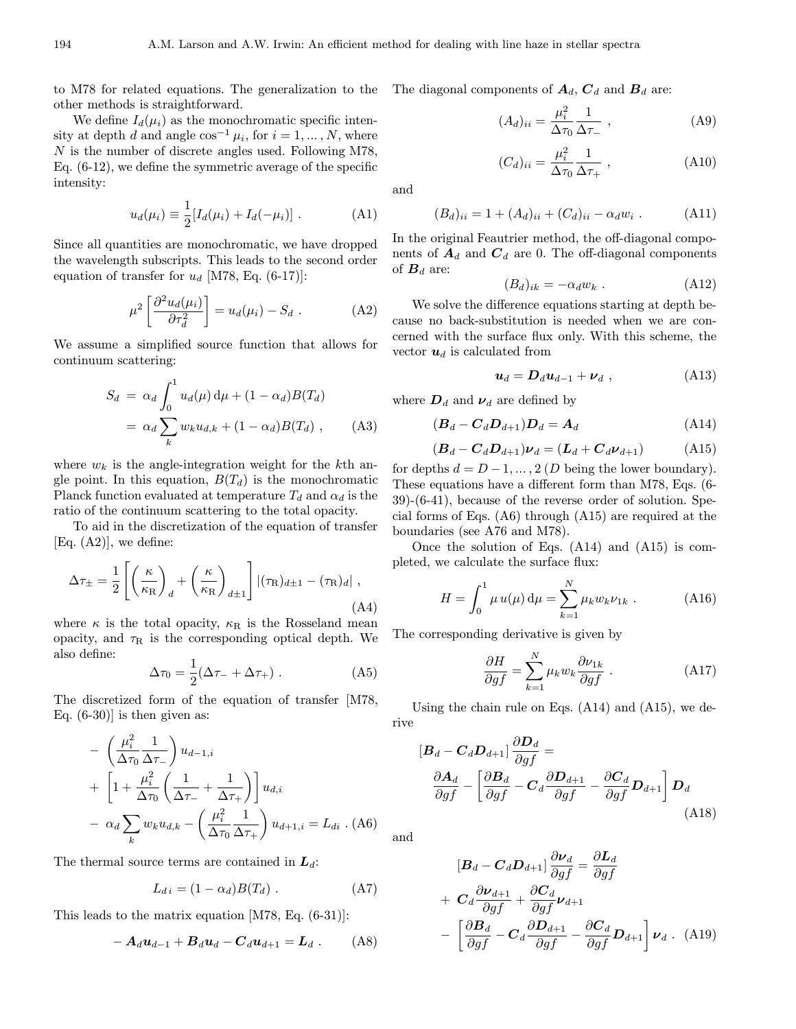to M78 for related equations. The generalization to the other methods is straightforward.

We define $I_d(\mu_i)$ as the monochromatic specific intensity at depth $d$ and angle $\cos^{-1}\mu_i$, for $i = 1, ..., N$, where $N$ is the number of discrete angles used. Following M78, Eq. (6-12), we define the symmetric average of the specific intensity:

$$u_d(\mu_i) \equiv \frac{1}{2}[I_d(\mu_i) + I_d(-\mu_i)] \; . \tag{A1}$$

Since all quantities are monochromatic, we have dropped the wavelength subscripts. This leads to the second order equation of transfer for $u_d$ [M78, Eq. (6-17)]:

$$\mu^2 \left[\frac{\partial^2 u_d(\mu_i)}{\partial \tau_d^2}\right] = u_d(\mu_i) - S_d \; . \tag{A2}$$

We assume a simplified source function that allows for continuum scattering:

$$\begin{aligned} S_d &= \alpha_d \int_0^1 u_d(\mu)\,\mathrm{d}\mu + (1-\alpha_d)B(T_d) \\ &= \alpha_d \sum_k w_k u_{d,k} + (1-\alpha_d)B(T_d) \; , \end{aligned} \tag{A3}$$

where $w_k$ is the angle-integration weight for the $k$th angle point. In this equation, $B(T_d)$ is the monochromatic Planck function evaluated at temperature $T_d$ and $\alpha_d$ is the ratio of the continuum scattering to the total opacity.

To aid in the discretization of the equation of transfer [Eq. (A2)], we define:

$$\Delta\tau_\pm = \frac{1}{2}\left[\left(\frac{\kappa}{\kappa_\mathrm{R}}\right)_d + \left(\frac{\kappa}{\kappa_\mathrm{R}}\right)_{d\pm1}\right] |(\tau_\mathrm{R})_{d\pm1} - (\tau_\mathrm{R})_d| \; , \tag{A4}$$

where $\kappa$ is the total opacity, $\kappa_\mathrm{R}$ is the Rosseland mean opacity, and $\tau_\mathrm{R}$ is the corresponding optical depth. We also define:

$$\Delta\tau_0 = \frac{1}{2}(\Delta\tau_- + \Delta\tau_+) \; . \tag{A5}$$

The discretized form of the equation of transfer [M78, Eq. (6-30)] is then given as:

$$\begin{aligned} &- \left(\frac{\mu_i^2}{\Delta\tau_0}\frac{1}{\Delta\tau_-}\right) u_{d-1,i} \\ &+ \left[1 + \frac{\mu_i^2}{\Delta\tau_0}\left(\frac{1}{\Delta\tau_-} + \frac{1}{\Delta\tau_+}\right)\right] u_{d,i} \\ &- \alpha_d \sum_k w_k u_{d,k} - \left(\frac{\mu_i^2}{\Delta\tau_0}\frac{1}{\Delta\tau_+}\right) u_{d+1,i} = L_{di} \; . \end{aligned} \tag{A6}$$

The thermal source terms are contained in $\boldsymbol{L}_d$:

$$L_{d\,i} = (1-\alpha_d)B(T_d) \; . \tag{A7}$$

This leads to the matrix equation [M78, Eq. (6-31)]:

$$-\boldsymbol{A}_d \boldsymbol{u}_{d-1} + \boldsymbol{B}_d \boldsymbol{u}_d - \boldsymbol{C}_d \boldsymbol{u}_{d+1} = \boldsymbol{L}_d \; . \tag{A8}$$

The diagonal components of $\boldsymbol{A}_d$, $\boldsymbol{C}_d$ and $\boldsymbol{B}_d$ are:

$$(A_d)_{ii} = \frac{\mu_i^2}{\Delta\tau_0}\frac{1}{\Delta\tau_-} \; , \tag{A9}$$

$$(C_d)_{ii} = \frac{\mu_i^2}{\Delta\tau_0}\frac{1}{\Delta\tau_+} \; , \tag{A10}$$

and

$$(B_d)_{ii} = 1 + (A_d)_{ii} + (C_d)_{ii} - \alpha_d w_i \; . \tag{A11}$$

In the original Feautrier method, the off-diagonal components of $\boldsymbol{A}_d$ and $\boldsymbol{C}_d$ are 0. The off-diagonal components of $\boldsymbol{B}_d$ are:

$$(B_d)_{ik} = -\alpha_d w_k \; . \tag{A12}$$

We solve the difference equations starting at depth because no back-substitution is needed when we are concerned with the surface flux only. With this scheme, the vector $\boldsymbol{u}_d$ is calculated from

$$\boldsymbol{u}_d = \boldsymbol{D}_d \boldsymbol{u}_{d-1} + \boldsymbol{\nu}_d \; , \tag{A13}$$

where $\boldsymbol{D}_d$ and $\boldsymbol{\nu}_d$ are defined by

$$(\boldsymbol{B}_d - \boldsymbol{C}_d \boldsymbol{D}_{d+1})\boldsymbol{D}_d = \boldsymbol{A}_d \tag{A14}$$

$$(\boldsymbol{B}_d - \boldsymbol{C}_d \boldsymbol{D}_{d+1})\boldsymbol{\nu}_d = (\boldsymbol{L}_d + \boldsymbol{C}_d \boldsymbol{\nu}_{d+1}) \tag{A15}$$

for depths $d = D-1, ..., 2$ ($D$ being the lower boundary). These equations have a different form than M78, Eqs. (6-39)-(6-41), because of the reverse order of solution. Special forms of Eqs. (A6) through (A15) are required at the boundaries (see A76 and M78).

Once the solution of Eqs. (A14) and (A15) is completed, we calculate the surface flux:

$$H = \int_0^1 \mu\, u(\mu)\,\mathrm{d}\mu = \sum_{k=1}^{N} \mu_k w_k \nu_{1k} \; . \tag{A16}$$

The corresponding derivative is given by

$$\frac{\partial H}{\partial gf} = \sum_{k=1}^{N} \mu_k w_k \frac{\partial \nu_{1k}}{\partial gf} \; . \tag{A17}$$

Using the chain rule on Eqs. (A14) and (A15), we derive

$$\begin{aligned} &[\boldsymbol{B}_d - \boldsymbol{C}_d \boldsymbol{D}_{d+1}] \frac{\partial \boldsymbol{D}_d}{\partial gf} = \\ &\frac{\partial \boldsymbol{A}_d}{\partial gf} - \left[\frac{\partial \boldsymbol{B}_d}{\partial gf} - \boldsymbol{C}_d \frac{\partial \boldsymbol{D}_{d+1}}{\partial gf} - \frac{\partial \boldsymbol{C}_d}{\partial gf}\boldsymbol{D}_{d+1}\right] \boldsymbol{D}_d \end{aligned} \tag{A18}$$

and

$$\begin{aligned} &[\boldsymbol{B}_d - \boldsymbol{C}_d \boldsymbol{D}_{d+1}] \frac{\partial \boldsymbol{\nu}_d}{\partial gf} = \frac{\partial \boldsymbol{L}_d}{\partial gf} \\ &+ \boldsymbol{C}_d \frac{\partial \boldsymbol{\nu}_{d+1}}{\partial gf} + \frac{\partial \boldsymbol{C}_d}{\partial gf}\boldsymbol{\nu}_{d+1} \\ &- \left[\frac{\partial \boldsymbol{B}_d}{\partial gf} - \boldsymbol{C}_d \frac{\partial \boldsymbol{D}_{d+1}}{\partial gf} - \frac{\partial \boldsymbol{C}_d}{\partial gf}\boldsymbol{D}_{d+1}\right] \boldsymbol{\nu}_d \; . \end{aligned} \tag{A19}$$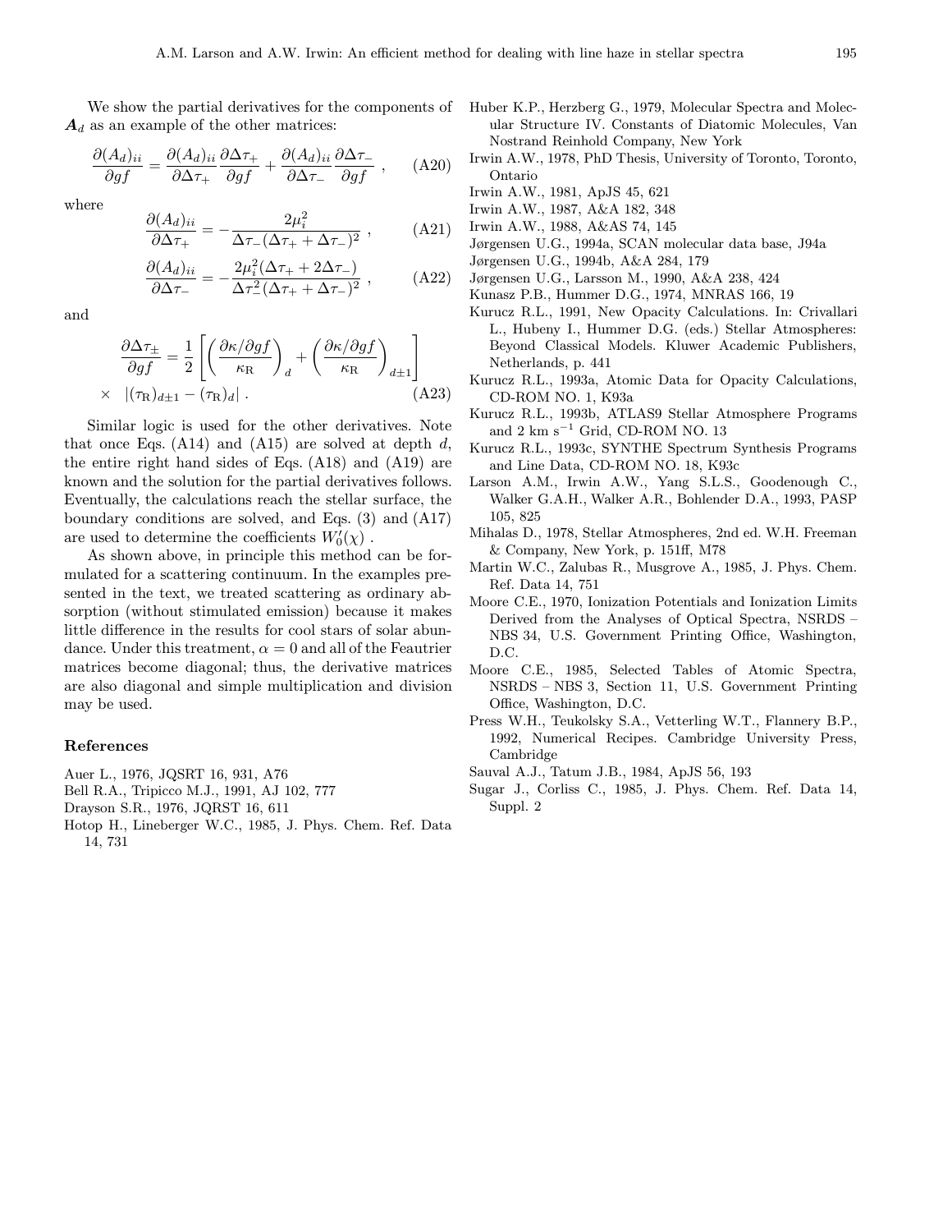We show the partial derivatives for the components of $\boldsymbol{A}_d$ as an example of the other matrices:

$$\frac{\partial (A_d)_{ii}}{\partial gf} = \frac{\partial (A_d)_{ii}}{\partial \Delta\tau_+}\frac{\partial \Delta\tau_+}{\partial gf} + \frac{\partial (A_d)_{ii}}{\partial \Delta\tau_-}\frac{\partial \Delta\tau_-}{\partial gf} \ , \qquad \text{(A20)}$$

where

$$\frac{\partial (A_d)_{ii}}{\partial \Delta\tau_+} = -\frac{2\mu_i^2}{\Delta\tau_-(\Delta\tau_+ + \Delta\tau_-)^2} \ , \qquad \text{(A21)}$$

$$\frac{\partial (A_d)_{ii}}{\partial \Delta\tau_-} = -\frac{2\mu_i^2(\Delta\tau_+ + 2\Delta\tau_-)}{\Delta\tau_-^2(\Delta\tau_+ + \Delta\tau_-)^2} \ , \qquad \text{(A22)}$$

and

$$\frac{\partial \Delta\tau_\pm}{\partial gf} = \frac{1}{2}\left[\left(\frac{\partial\kappa/\partial gf}{\kappa_{\rm R}}\right)_d + \left(\frac{\partial\kappa/\partial gf}{\kappa_{\rm R}}\right)_{d\pm1}\right] \times \ |(\tau_{\rm R})_{d\pm1} - (\tau_{\rm R})_d| \ . \qquad \text{(A23)}$$

Similar logic is used for the other derivatives. Note that once Eqs. (A14) and (A15) are solved at depth $d$, the entire right hand sides of Eqs. (A18) and (A19) are known and the solution for the partial derivatives follows. Eventually, the calculations reach the stellar surface, the boundary conditions are solved, and Eqs. (3) and (A17) are used to determine the coefficients $W_0'(\chi)$ .

As shown above, in principle this method can be formulated for a scattering continuum. In the examples presented in the text, we treated scattering as ordinary absorption (without stimulated emission) because it makes little difference in the results for cool stars of solar abundance. Under this treatment, $\alpha = 0$ and all of the Feautrier matrices become diagonal; thus, the derivative matrices are also diagonal and simple multiplication and division may be used.

## References

Auer L., 1976, JQSRT 16, 931, A76

Bell R.A., Tripicco M.J., 1991, AJ 102, 777

Drayson S.R., 1976, JQRST 16, 611

Hotop H., Lineberger W.C., 1985, J. Phys. Chem. Ref. Data 14, 731

Huber K.P., Herzberg G., 1979, Molecular Spectra and Molecular Structure IV. Constants of Diatomic Molecules, Van Nostrand Reinhold Company, New York

Irwin A.W., 1978, PhD Thesis, University of Toronto, Toronto, Ontario

Irwin A.W., 1981, ApJS 45, 621

Irwin A.W., 1987, A&A 182, 348

Irwin A.W., 1988, A&AS 74, 145

Jørgensen U.G., 1994a, SCAN molecular data base, J94a

Jørgensen U.G., 1994b, A&A 284, 179

Jørgensen U.G., Larsson M., 1990, A&A 238, 424

Kunasz P.B., Hummer D.G., 1974, MNRAS 166, 19

Kurucz R.L., 1991, New Opacity Calculations. In: Crivallari L., Hubeny I., Hummer D.G. (eds.) Stellar Atmospheres: Beyond Classical Models. Kluwer Academic Publishers, Netherlands, p. 441

Kurucz R.L., 1993a, Atomic Data for Opacity Calculations, CD-ROM NO. 1, K93a

Kurucz R.L., 1993b, ATLAS9 Stellar Atmosphere Programs and 2 km s$^{-1}$ Grid, CD-ROM NO. 13

Kurucz R.L., 1993c, SYNTHE Spectrum Synthesis Programs and Line Data, CD-ROM NO. 18, K93c

Larson A.M., Irwin A.W., Yang S.L.S., Goodenough C., Walker G.A.H., Walker A.R., Bohlender D.A., 1993, PASP 105, 825

Mihalas D., 1978, Stellar Atmospheres, 2nd ed. W.H. Freeman & Company, New York, p. 151ff, M78

Martin W.C., Zalubas R., Musgrove A., 1985, J. Phys. Chem. Ref. Data 14, 751

Moore C.E., 1970, Ionization Potentials and Ionization Limits Derived from the Analyses of Optical Spectra, NSRDS – NBS 34, U.S. Government Printing Office, Washington, D.C.

Moore C.E., 1985, Selected Tables of Atomic Spectra, NSRDS – NBS 3, Section 11, U.S. Government Printing Office, Washington, D.C.

Press W.H., Teukolsky S.A., Vetterling W.T., Flannery B.P., 1992, Numerical Recipes. Cambridge University Press, Cambridge

Sauval A.J., Tatum J.B., 1984, ApJS 56, 193

Sugar J., Corliss C., 1985, J. Phys. Chem. Ref. Data 14, Suppl. 2